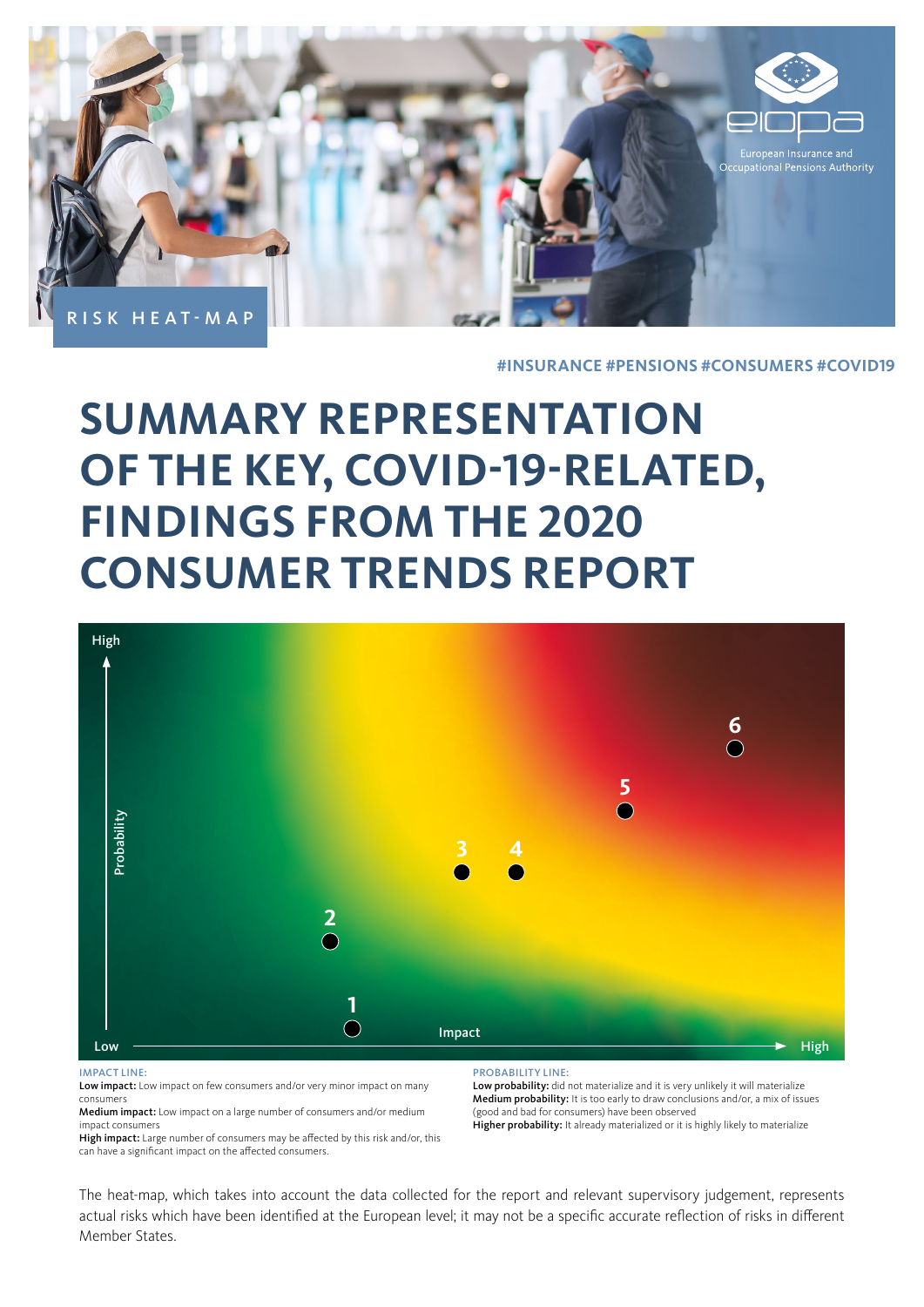RISK HEAT-MAP

European Insurance and Occupational Pensions Authority

#INSURANCE #PENSIONS #CONSUMERS #COVID19

# SUMMARY REPRESENTATION OF THE KEY, COVID-19-RELATED, FINDINGS FROM THE 2020 CONSUMER TRENDS REPORT

High

Probability

Low

Impact

High

6

5

3

4

2

1

**IMPACT LINE:**

**Low impact:** Low impact on few consumers and/or very minor impact on many consumers

**Medium impact:** Low impact on a large number of consumers and/or medium impact consumers

**High impact:** Large number of consumers may be affected by this risk and/or, this can have a significant impact on the affected consumers.

**PROBABILITY LINE:**

**Low probability:** did not materialize and it is very unlikely it will materialize

**Medium probability:** It is too early to draw conclusions and/or, a mix of issues (good and bad for consumers) have been observed

**Higher probability:** It already materialized or it is highly likely to materialize

The heat-map, which takes into account the data collected for the report and relevant supervisory judgement, represents actual risks which have been identified at the European level; it may not be a specific accurate reflection of risks in different Member States.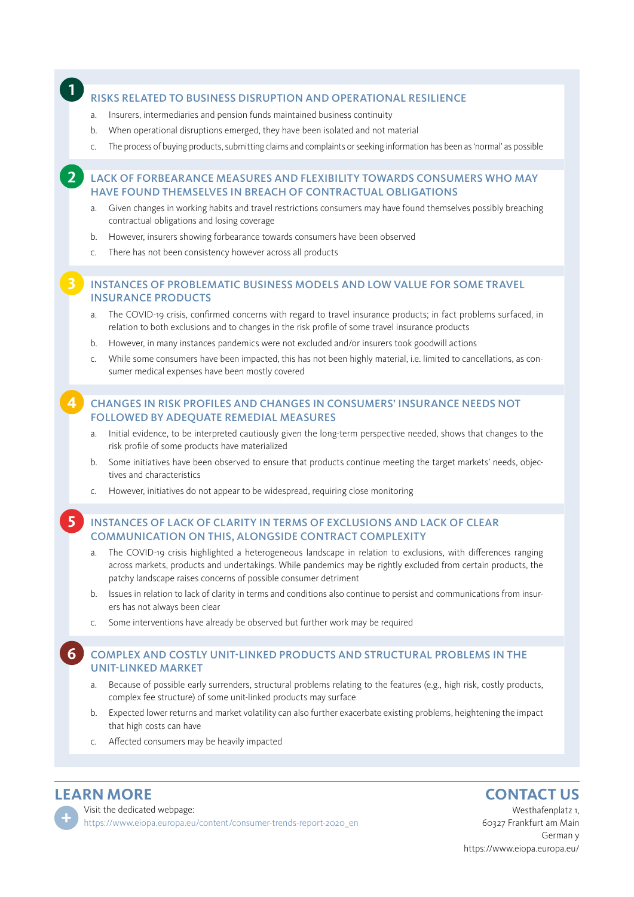## 1 RISKS RELATED TO BUSINESS DISRUPTION AND OPERATIONAL RESILIENCE

a. Insurers, intermediaries and pension funds maintained business continuity

b. When operational disruptions emerged, they have been isolated and not material

c. The process of buying products, submitting claims and complaints or seeking information has been as 'normal' as possible

## 2 LACK OF FORBEARANCE MEASURES AND FLEXIBILITY TOWARDS CONSUMERS WHO MAY HAVE FOUND THEMSELVES IN BREACH OF CONTRACTUAL OBLIGATIONS

a. Given changes in working habits and travel restrictions consumers may have found themselves possibly breaching contractual obligations and losing coverage

b. However, insurers showing forbearance towards consumers have been observed

c. There has not been consistency however across all products

## 3 INSTANCES OF PROBLEMATIC BUSINESS MODELS AND LOW VALUE FOR SOME TRAVEL INSURANCE PRODUCTS

a. The COVID-19 crisis, confirmed concerns with regard to travel insurance products; in fact problems surfaced, in relation to both exclusions and to changes in the risk profile of some travel insurance products

b. However, in many instances pandemics were not excluded and/or insurers took goodwill actions

c. While some consumers have been impacted, this has not been highly material, i.e. limited to cancellations, as consumer medical expenses have been mostly covered

## 4 CHANGES IN RISK PROFILES AND CHANGES IN CONSUMERS' INSURANCE NEEDS NOT FOLLOWED BY ADEQUATE REMEDIAL MEASURES

a. Initial evidence, to be interpreted cautiously given the long-term perspective needed, shows that changes to the risk profile of some products have materialized

b. Some initiatives have been observed to ensure that products continue meeting the target markets' needs, objectives and characteristics

c. However, initiatives do not appear to be widespread, requiring close monitoring

## 5 INSTANCES OF LACK OF CLARITY IN TERMS OF EXCLUSIONS AND LACK OF CLEAR COMMUNICATION ON THIS, ALONGSIDE CONTRACT COMPLEXITY

a. The COVID-19 crisis highlighted a heterogeneous landscape in relation to exclusions, with differences ranging across markets, products and undertakings. While pandemics may be rightly excluded from certain products, the patchy landscape raises concerns of possible consumer detriment

b. Issues in relation to lack of clarity in terms and conditions also continue to persist and communications from insurers has not always been clear

c. Some interventions have already be observed but further work may be required

## 6 COMPLEX AND COSTLY UNIT-LINKED PRODUCTS AND STRUCTURAL PROBLEMS IN THE UNIT-LINKED MARKET

a. Because of possible early surrenders, structural problems relating to the features (e.g., high risk, costly products, complex fee structure) of some unit-linked products may surface

b. Expected lower returns and market volatility can also further exacerbate existing problems, heightening the impact that high costs can have

c. Affected consumers may be heavily impacted

## LEARN MORE

Visit the dedicated webpage:
https://www.eiopa.europa.eu/content/consumer-trends-report-2020_en

## CONTACT US

Westhafenplatz 1,
60327 Frankfurt am Main
German y
https://www.eiopa.europa.eu/